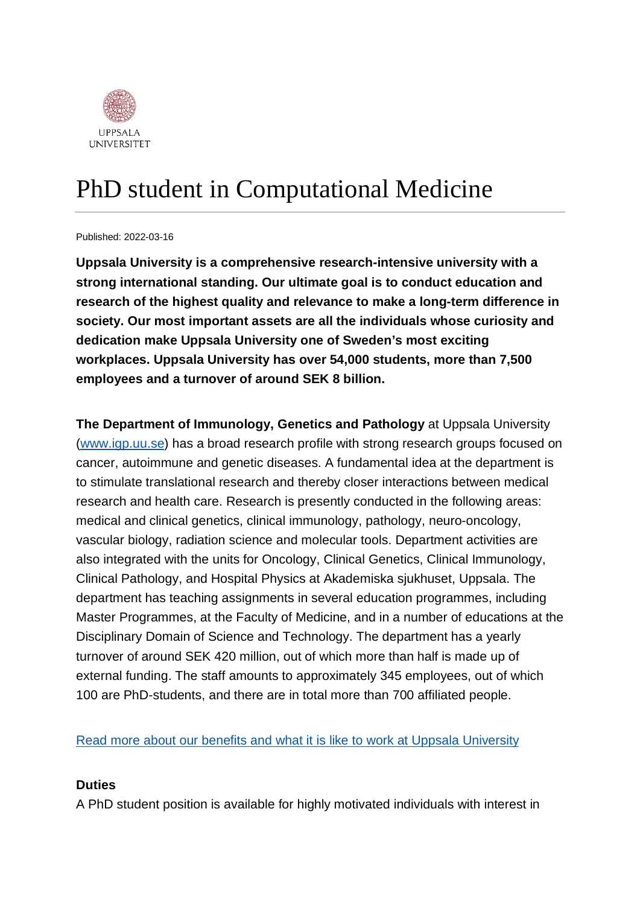UPPSALA UNIVERSITET

# PhD student in Computational Medicine

Published: 2022-03-16

**Uppsala University is a comprehensive research-intensive university with a strong international standing. Our ultimate goal is to conduct education and research of the highest quality and relevance to make a long-term difference in society. Our most important assets are all the individuals whose curiosity and dedication make Uppsala University one of Sweden's most exciting workplaces. Uppsala University has over 54,000 students, more than 7,500 employees and a turnover of around SEK 8 billion.**

**The Department of Immunology, Genetics and Pathology** at Uppsala University ([www.igp.uu.se](www.igp.uu.se)) has a broad research profile with strong research groups focused on cancer, autoimmune and genetic diseases. A fundamental idea at the department is to stimulate translational research and thereby closer interactions between medical research and health care. Research is presently conducted in the following areas: medical and clinical genetics, clinical immunology, pathology, neuro-oncology, vascular biology, radiation science and molecular tools. Department activities are also integrated with the units for Oncology, Clinical Genetics, Clinical Immunology, Clinical Pathology, and Hospital Physics at Akademiska sjukhuset, Uppsala. The department has teaching assignments in several education programmes, including Master Programmes, at the Faculty of Medicine, and in a number of educations at the Disciplinary Domain of Science and Technology. The department has a yearly turnover of around SEK 420 million, out of which more than half is made up of external funding. The staff amounts to approximately 345 employees, out of which 100 are PhD-students, and there are in total more than 700 affiliated people.

Read more about our benefits and what it is like to work at Uppsala University

**Duties**

A PhD student position is available for highly motivated individuals with interest in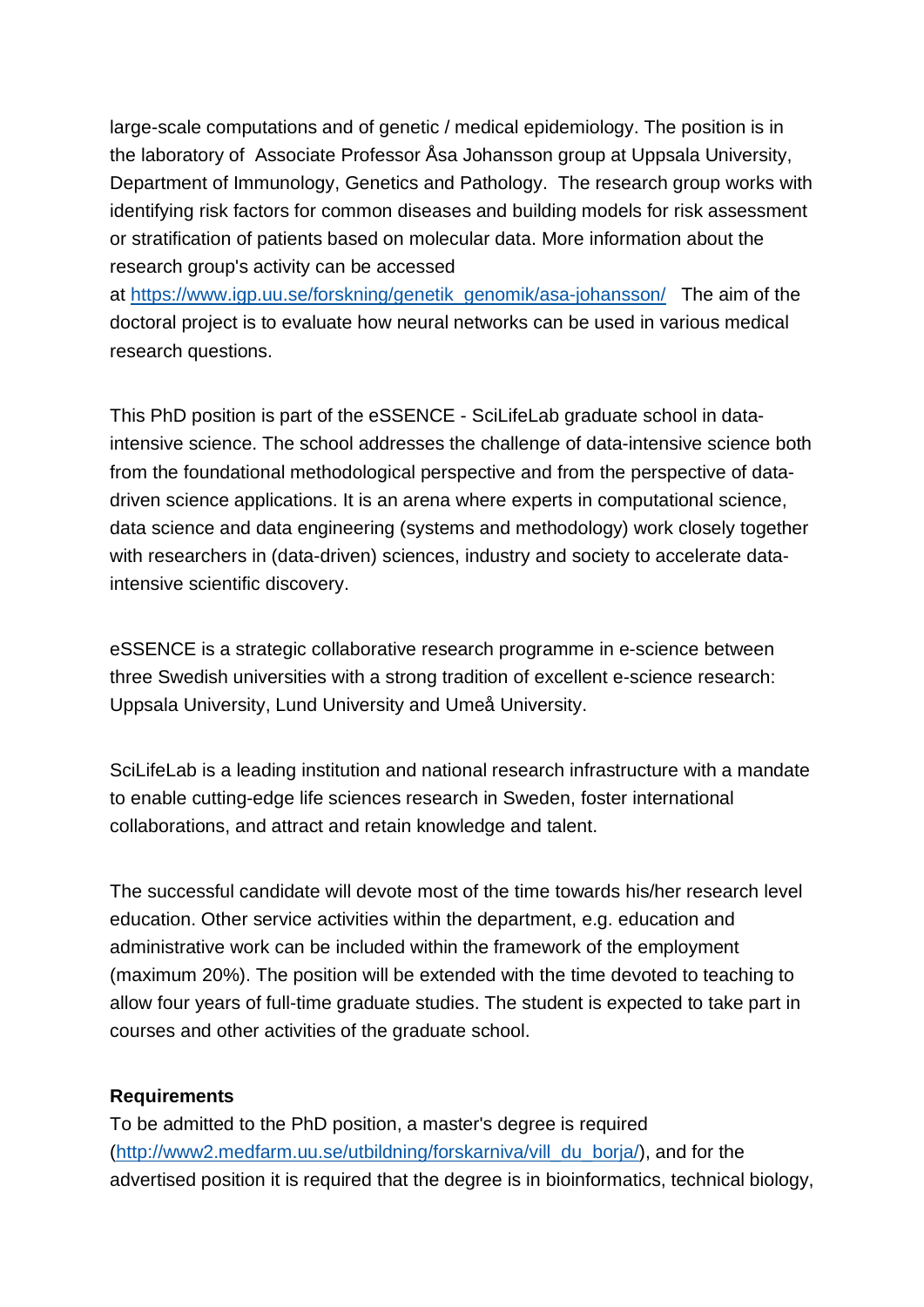large-scale computations and of genetic / medical epidemiology. The position is in the laboratory of Associate Professor Åsa Johansson group at Uppsala University, Department of Immunology, Genetics and Pathology. The research group works with identifying risk factors for common diseases and building models for risk assessment or stratification of patients based on molecular data. More information about the research group's activity can be accessed at [https://www.igp.uu.se/forskning/genetik_genomik/asa-johansson/](https://www.igp.uu.se/forskning/genetik_genomik/asa-johansson/) The aim of the doctoral project is to evaluate how neural networks can be used in various medical research questions.

This PhD position is part of the eSSENCE - SciLifeLab graduate school in data-intensive science. The school addresses the challenge of data-intensive science both from the foundational methodological perspective and from the perspective of data-driven science applications. It is an arena where experts in computational science, data science and data engineering (systems and methodology) work closely together with researchers in (data-driven) sciences, industry and society to accelerate data-intensive scientific discovery.

eSSENCE is a strategic collaborative research programme in e-science between three Swedish universities with a strong tradition of excellent e-science research: Uppsala University, Lund University and Umeå University.

SciLifeLab is a leading institution and national research infrastructure with a mandate to enable cutting-edge life sciences research in Sweden, foster international collaborations, and attract and retain knowledge and talent.

The successful candidate will devote most of the time towards his/her research level education. Other service activities within the department, e.g. education and administrative work can be included within the framework of the employment (maximum 20%). The position will be extended with the time devoted to teaching to allow four years of full-time graduate studies. The student is expected to take part in courses and other activities of the graduate school.

**Requirements**

To be admitted to the PhD position, a master's degree is required ([http://www2.medfarm.uu.se/utbildning/forskarniva/vill_du_borja/](http://www2.medfarm.uu.se/utbildning/forskarniva/vill_du_borja/)), and for the advertised position it is required that the degree is in bioinformatics, technical biology,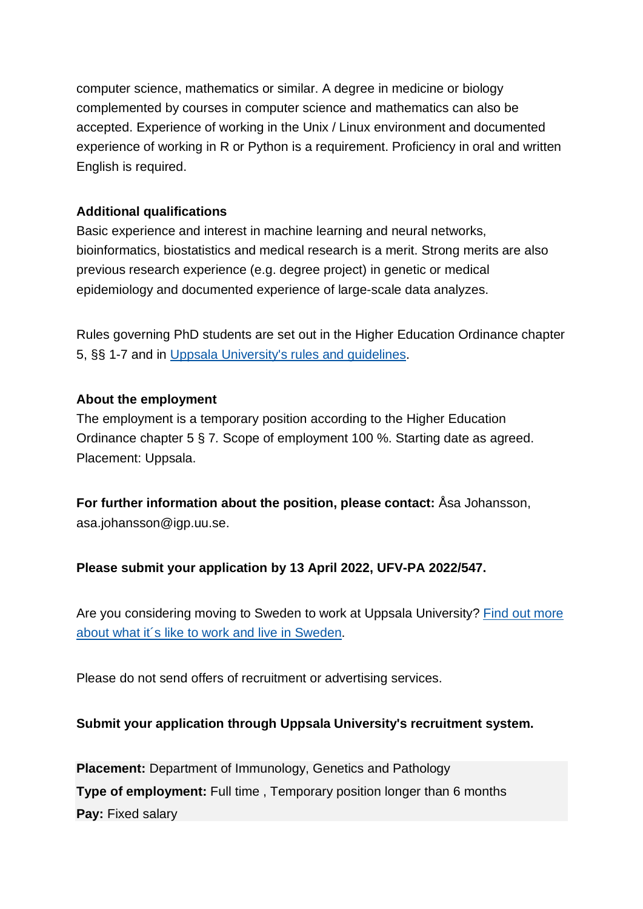computer science, mathematics or similar. A degree in medicine or biology complemented by courses in computer science and mathematics can also be accepted. Experience of working in the Unix / Linux environment and documented experience of working in R or Python is a requirement. Proficiency in oral and written English is required.

**Additional qualifications**
Basic experience and interest in machine learning and neural networks, bioinformatics, biostatistics and medical research is a merit. Strong merits are also previous research experience (e.g. degree project) in genetic or medical epidemiology and documented experience of large-scale data analyzes.

Rules governing PhD students are set out in the Higher Education Ordinance chapter 5, §§ 1-7 and in Uppsala University's rules and guidelines.

**About the employment**
The employment is a temporary position according to the Higher Education Ordinance chapter 5 § 7. Scope of employment 100 %. Starting date as agreed. Placement: Uppsala.

**For further information about the position, please contact:** Åsa Johansson, asa.johansson@igp.uu.se.

**Please submit your application by 13 April 2022, UFV-PA 2022/547.**

Are you considering moving to Sweden to work at Uppsala University? Find out more about what it´s like to work and live in Sweden.

Please do not send offers of recruitment or advertising services.

**Submit your application through Uppsala University's recruitment system.**

**Placement:** Department of Immunology, Genetics and Pathology
**Type of employment:** Full time , Temporary position longer than 6 months
**Pay:** Fixed salary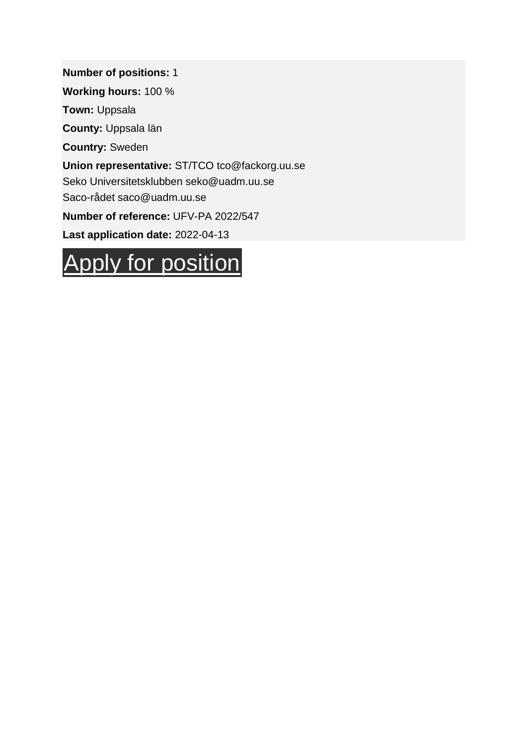**Number of positions:** 1

**Working hours:** 100 %

**Town:** Uppsala

**County:** Uppsala län

**Country:** Sweden

**Union representative:** ST/TCO tco@fackorg.uu.se
Seko Universitetsklubben seko@uadm.uu.se
Saco-rådet saco@uadm.uu.se

**Number of reference:** UFV-PA 2022/547

**Last application date:** 2022-04-13

Apply for position